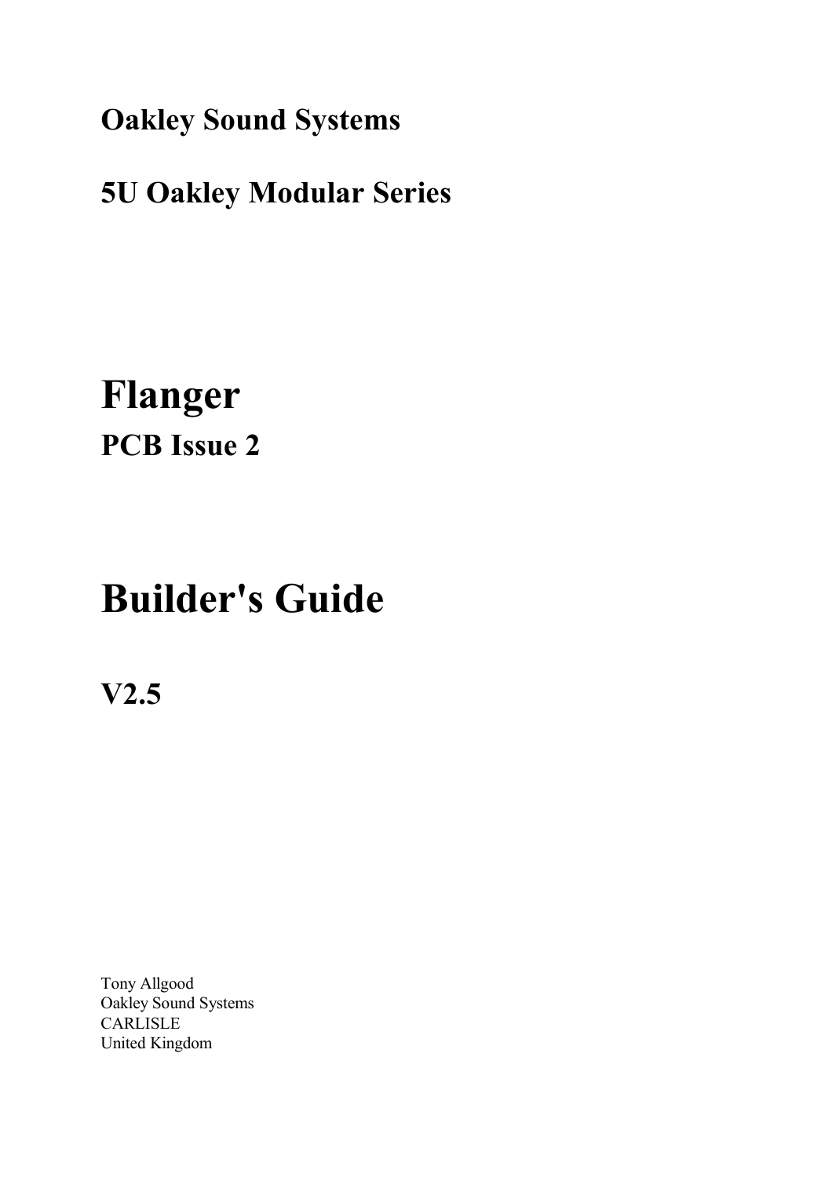**Oakley Sound Systems**

**5U Oakley Modular Series**

# Flanger

## PCB Issue 2

# Builder's Guide

## V2.5

Tony Allgood  
Oakley Sound Systems  
CARLISLE  
United Kingdom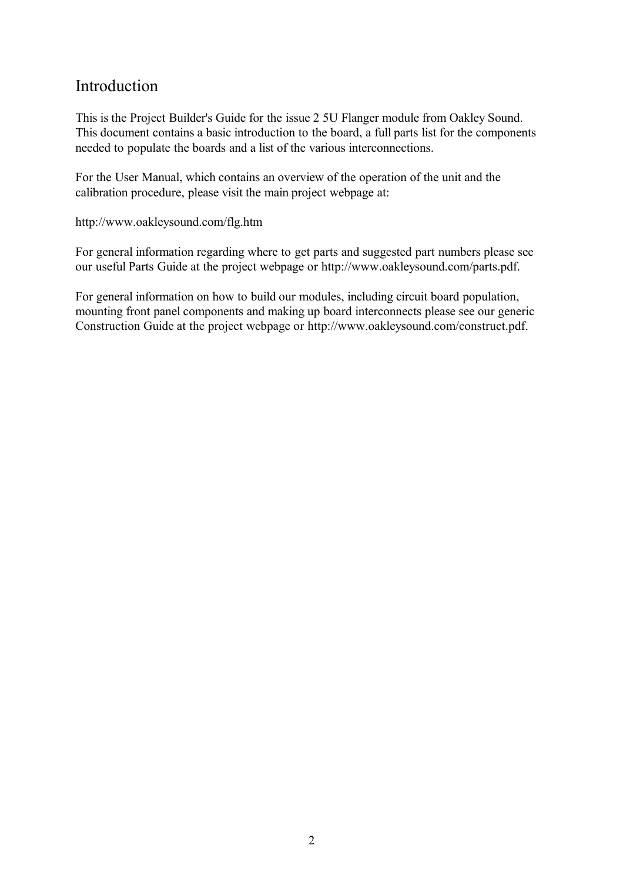# Introduction

This is the Project Builder's Guide for the issue 2 5U Flanger module from Oakley Sound. This document contains a basic introduction to the board, a full parts list for the components needed to populate the boards and a list of the various interconnections.

For the User Manual, which contains an overview of the operation of the unit and the calibration procedure, please visit the main project webpage at:

http://www.oakleysound.com/flg.htm

For general information regarding where to get parts and suggested part numbers please see our useful Parts Guide at the project webpage or http://www.oakleysound.com/parts.pdf.

For general information on how to build our modules, including circuit board population, mounting front panel components and making up board interconnects please see our generic Construction Guide at the project webpage or http://www.oakleysound.com/construct.pdf.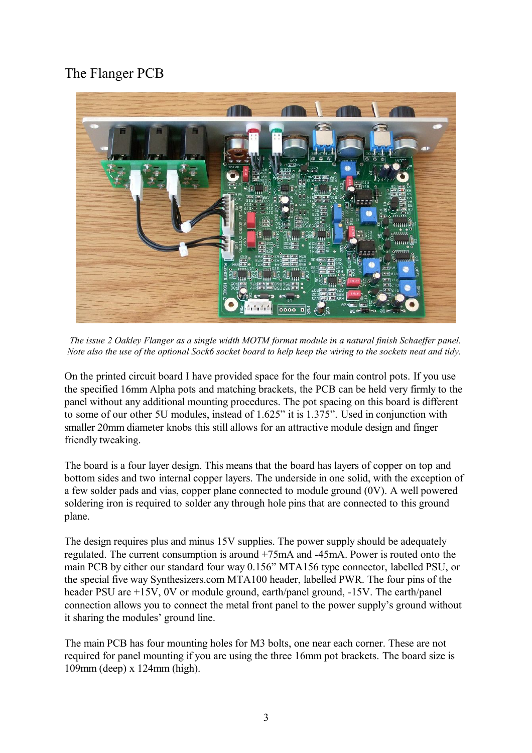# The Flanger PCB

*The issue 2 Oakley Flanger as a single width MOTM format module in a natural finish Schaeffer panel. Note also the use of the optional Sock6 socket board to help keep the wiring to the sockets neat and tidy.*

On the printed circuit board I have provided space for the four main control pots. If you use the specified 16mm Alpha pots and matching brackets, the PCB can be held very firmly to the panel without any additional mounting procedures. The pot spacing on this board is different to some of our other 5U modules, instead of 1.625" it is 1.375". Used in conjunction with smaller 20mm diameter knobs this still allows for an attractive module design and finger friendly tweaking.

The board is a four layer design. This means that the board has layers of copper on top and bottom sides and two internal copper layers. The underside in one solid, with the exception of a few solder pads and vias, copper plane connected to module ground (0V). A well powered soldering iron is required to solder any through hole pins that are connected to this ground plane.

The design requires plus and minus 15V supplies. The power supply should be adequately regulated. The current consumption is around +75mA and -45mA. Power is routed onto the main PCB by either our standard four way 0.156" MTA156 type connector, labelled PSU, or the special five way Synthesizers.com MTA100 header, labelled PWR. The four pins of the header PSU are +15V, 0V or module ground, earth/panel ground, -15V. The earth/panel connection allows you to connect the metal front panel to the power supply's ground without it sharing the modules' ground line.

The main PCB has four mounting holes for M3 bolts, one near each corner. These are not required for panel mounting if you are using the three 16mm pot brackets. The board size is 109mm (deep) x 124mm (high).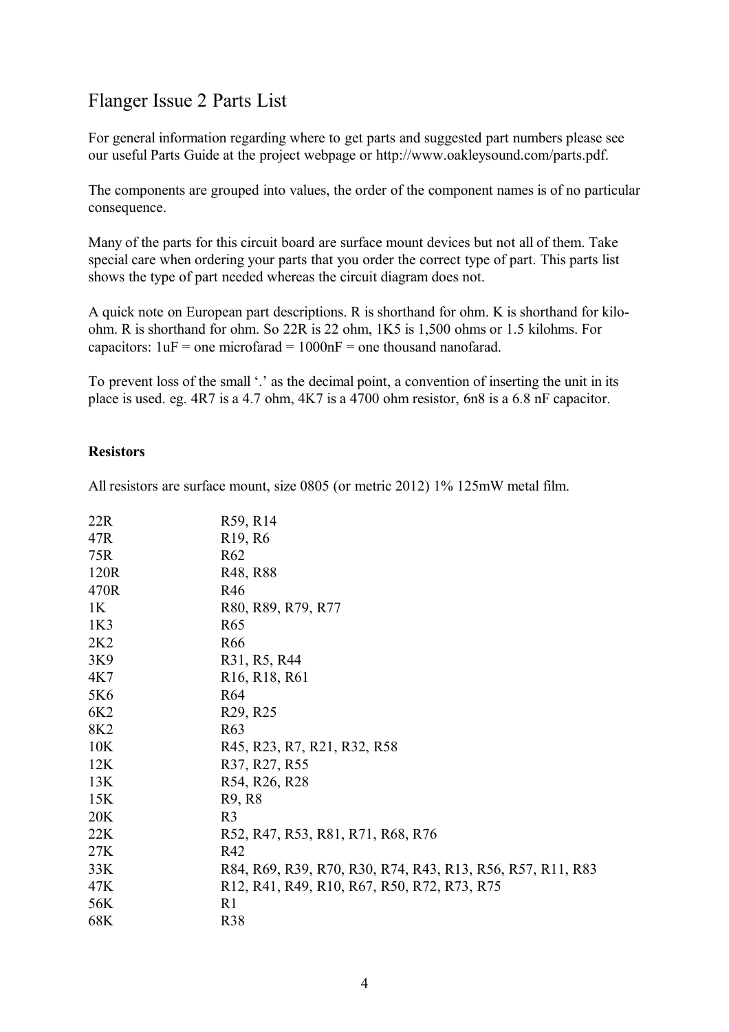# Flanger Issue 2 Parts List

For general information regarding where to get parts and suggested part numbers please see our useful Parts Guide at the project webpage or http://www.oakleysound.com/parts.pdf.

The components are grouped into values, the order of the component names is of no particular consequence.

Many of the parts for this circuit board are surface mount devices but not all of them. Take special care when ordering your parts that you order the correct type of part. This parts list shows the type of part needed whereas the circuit diagram does not.

A quick note on European part descriptions. R is shorthand for ohm. K is shorthand for kilo-ohm. R is shorthand for ohm. So 22R is 22 ohm, 1K5 is 1,500 ohms or 1.5 kilohms. For capacitors: 1uF = one microfarad = 1000nF = one thousand nanofarad.

To prevent loss of the small '.' as the decimal point, a convention of inserting the unit in its place is used. eg. 4R7 is a 4.7 ohm, 4K7 is a 4700 ohm resistor, 6n8 is a 6.8 nF capacitor.

### Resistors

All resistors are surface mount, size 0805 (or metric 2012) 1% 125mW metal film.

| Value | Components |
|---|---|
| 22R | R59, R14 |
| 47R | R19, R6 |
| 75R | R62 |
| 120R | R48, R88 |
| 470R | R46 |
| 1K | R80, R89, R79, R77 |
| 1K3 | R65 |
| 2K2 | R66 |
| 3K9 | R31, R5, R44 |
| 4K7 | R16, R18, R61 |
| 5K6 | R64 |
| 6K2 | R29, R25 |
| 8K2 | R63 |
| 10K | R45, R23, R7, R21, R32, R58 |
| 12K | R37, R27, R55 |
| 13K | R54, R26, R28 |
| 15K | R9, R8 |
| 20K | R3 |
| 22K | R52, R47, R53, R81, R71, R68, R76 |
| 27K | R42 |
| 33K | R84, R69, R39, R70, R30, R74, R43, R13, R56, R57, R11, R83 |
| 47K | R12, R41, R49, R10, R67, R50, R72, R73, R75 |
| 56K | R1 |
| 68K | R38 |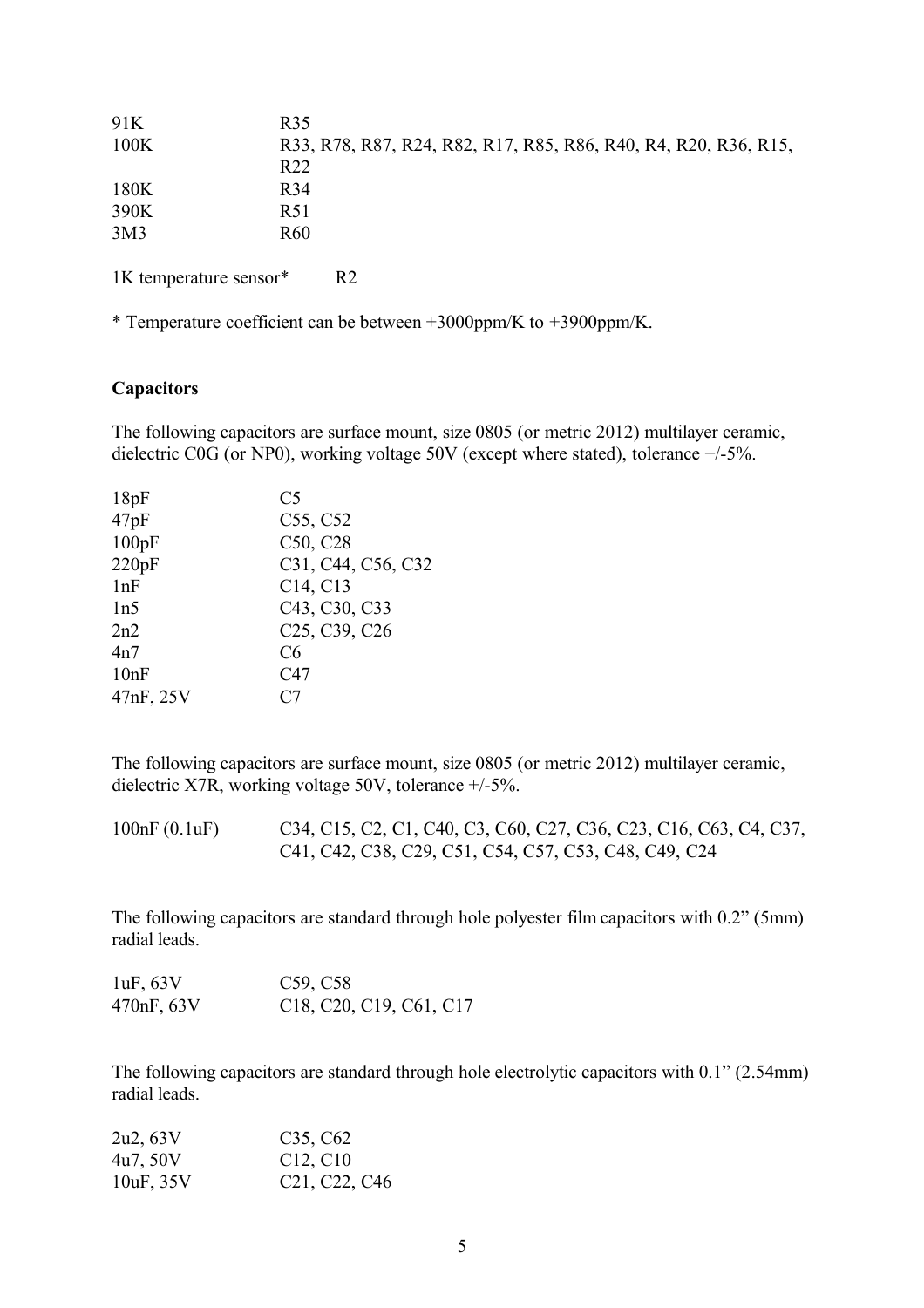| | |
|---|---|
| 91K | R35 |
| 100K | R33, R78, R87, R24, R82, R17, R85, R86, R40, R4, R20, R36, R15, R22 |
| 180K | R34 |
| 390K | R51 |
| 3M3 | R60 |

1K temperature sensor* R2

* Temperature coefficient can be between +3000ppm/K to +3900ppm/K.

**Capacitors**

The following capacitors are surface mount, size 0805 (or metric 2012) multilayer ceramic, dielectric C0G (or NP0), working voltage 50V (except where stated), tolerance +/-5%.

| | |
|---|---|
| 18pF | C5 |
| 47pF | C55, C52 |
| 100pF | C50, C28 |
| 220pF | C31, C44, C56, C32 |
| 1nF | C14, C13 |
| 1n5 | C43, C30, C33 |
| 2n2 | C25, C39, C26 |
| 4n7 | C6 |
| 10nF | C47 |
| 47nF, 25V | C7 |

The following capacitors are surface mount, size 0805 (or metric 2012) multilayer ceramic, dielectric X7R, working voltage 50V, tolerance +/-5%.

| | |
|---|---|
| 100nF (0.1uF) | C34, C15, C2, C1, C40, C3, C60, C27, C36, C23, C16, C63, C4, C37, C41, C42, C38, C29, C51, C54, C57, C53, C48, C49, C24 |

The following capacitors are standard through hole polyester film capacitors with 0.2" (5mm) radial leads.

| | |
|---|---|
| 1uF, 63V | C59, C58 |
| 470nF, 63V | C18, C20, C19, C61, C17 |

The following capacitors are standard through hole electrolytic capacitors with 0.1" (2.54mm) radial leads.

| | |
|---|---|
| 2u2, 63V | C35, C62 |
| 4u7, 50V | C12, C10 |
| 10uF, 35V | C21, C22, C46 |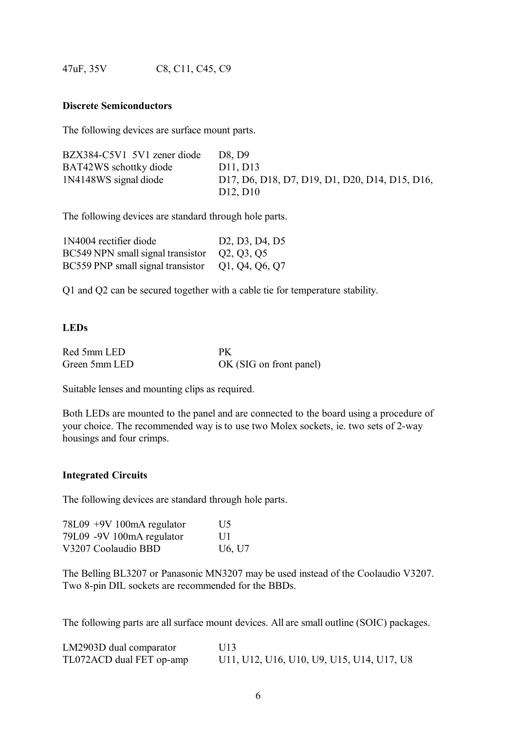| | |
|---|---|
| 47uF, 35V | C8, C11, C45, C9 |

**Discrete Semiconductors**

The following devices are surface mount parts.

| | |
|---|---|
| BZX384-C5V1 5V1 zener diode | D8, D9 |
| BAT42WS schottky diode | D11, D13 |
| 1N4148WS signal diode | D17, D6, D18, D7, D19, D1, D20, D14, D15, D16, D12, D10 |

The following devices are standard through hole parts.

| | |
|---|---|
| 1N4004 rectifier diode | D2, D3, D4, D5 |
| BC549 NPN small signal transistor | Q2, Q3, Q5 |
| BC559 PNP small signal transistor | Q1, Q4, Q6, Q7 |

Q1 and Q2 can be secured together with a cable tie for temperature stability.

**LEDs**

| | |
|---|---|
| Red 5mm LED | PK |
| Green 5mm LED | OK (SIG on front panel) |

Suitable lenses and mounting clips as required.

Both LEDs are mounted to the panel and are connected to the board using a procedure of your choice. The recommended way is to use two Molex sockets, ie. two sets of 2-way housings and four crimps.

**Integrated Circuits**

The following devices are standard through hole parts.

| | |
|---|---|
| 78L09 +9V 100mA regulator | U5 |
| 79L09 -9V 100mA regulator | U1 |
| V3207 Coolaudio BBD | U6, U7 |

The Belling BL3207 or Panasonic MN3207 may be used instead of the Coolaudio V3207. Two 8-pin DIL sockets are recommended for the BBDs.

The following parts are all surface mount devices. All are small outline (SOIC) packages.

| | |
|---|---|
| LM2903D dual comparator | U13 |
| TL072ACD dual FET op-amp | U11, U12, U16, U10, U9, U15, U14, U17, U8 |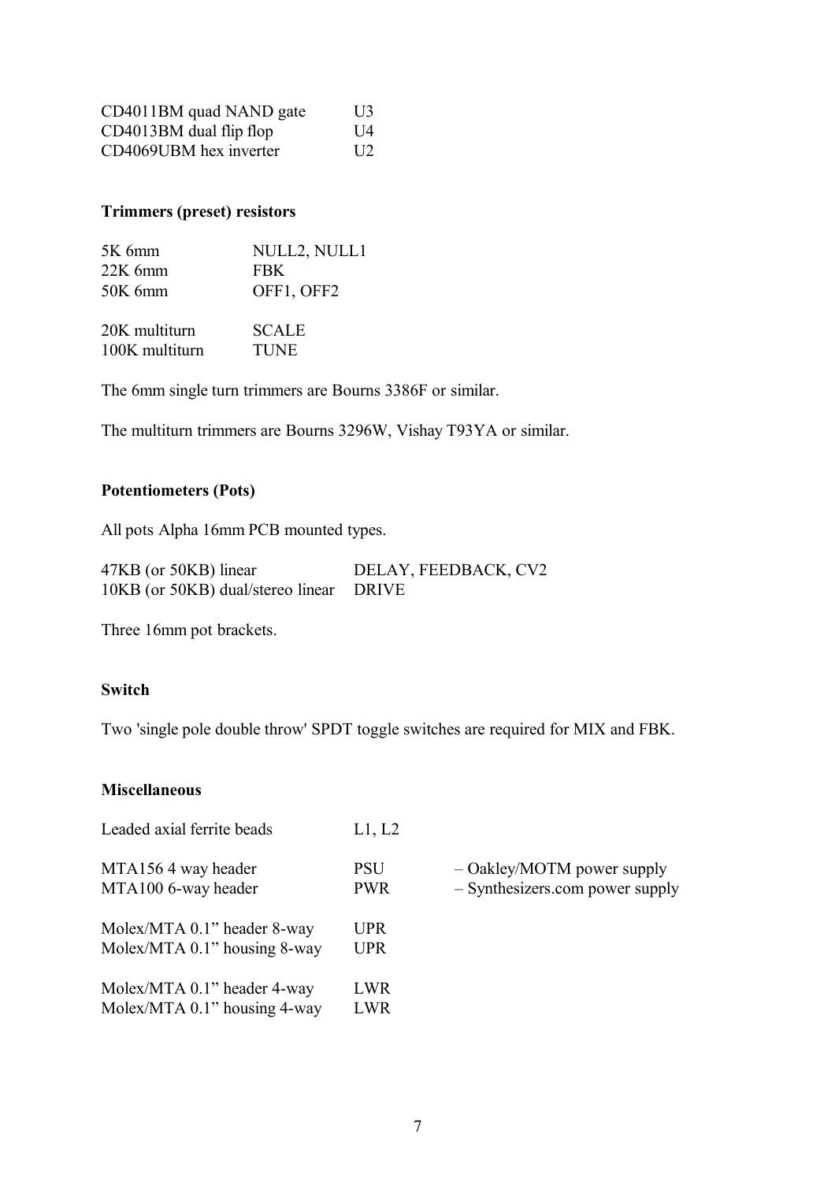| | |
|---|---|
| CD4011BM quad NAND gate | U3 |
| CD4013BM dual flip flop | U4 |
| CD4069UBM hex inverter | U2 |

**Trimmers (preset) resistors**

| | |
|---|---|
| 5K 6mm | NULL2, NULL1 |
| 22K 6mm | FBK |
| 50K 6mm | OFF1, OFF2 |
| 20K multiturn | SCALE |
| 100K multiturn | TUNE |

The 6mm single turn trimmers are Bourns 3386F or similar.

The multiturn trimmers are Bourns 3296W, Vishay T93YA or similar.

**Potentiometers (Pots)**

All pots Alpha 16mm PCB mounted types.

| | |
|---|---|
| 47KB (or 50KB) linear | DELAY, FEEDBACK, CV2 |
| 10KB (or 50KB) dual/stereo linear | DRIVE |

Three 16mm pot brackets.

**Switch**

Two 'single pole double throw' SPDT toggle switches are required for MIX and FBK.

**Miscellaneous**

| | | |
|---|---|---|
| Leaded axial ferrite beads | L1, L2 | |
| MTA156 4 way header | PSU | – Oakley/MOTM power supply |
| MTA100 6-way header | PWR | – Synthesizers.com power supply |
| Molex/MTA 0.1" header 8-way | UPR | |
| Molex/MTA 0.1" housing 8-way | UPR | |
| Molex/MTA 0.1" header 4-way | LWR | |
| Molex/MTA 0.1" housing 4-way | LWR | |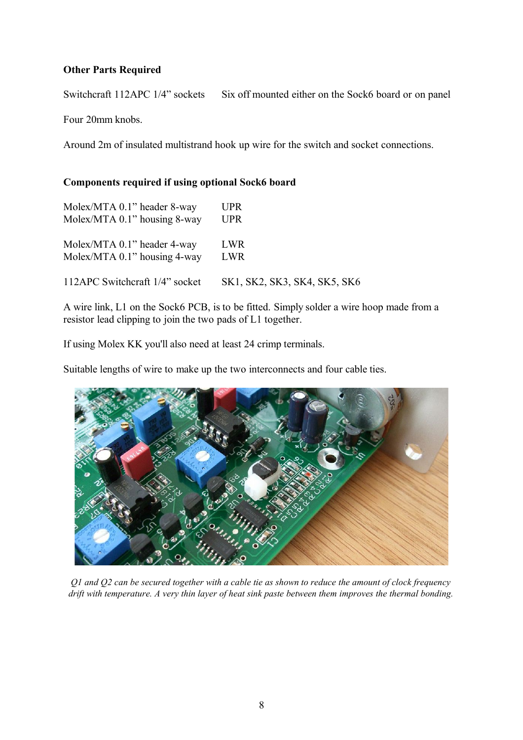**Other Parts Required**

| | |
|---|---|
| Switchcraft 112APC 1/4" sockets | Six off mounted either on the Sock6 board or on panel |

Four 20mm knobs.

Around 2m of insulated multistrand hook up wire for the switch and socket connections.

**Components required if using optional Sock6 board**

| | |
|---|---|
| Molex/MTA 0.1" header 8-way | UPR |
| Molex/MTA 0.1" housing 8-way | UPR |
| Molex/MTA 0.1" header 4-way | LWR |
| Molex/MTA 0.1" housing 4-way | LWR |
| 112APC Switchcraft 1/4" socket | SK1, SK2, SK3, SK4, SK5, SK6 |

A wire link, L1 on the Sock6 PCB, is to be fitted. Simply solder a wire hoop made from a resistor lead clipping to join the two pads of L1 together.

If using Molex KK you'll also need at least 24 crimp terminals.

Suitable lengths of wire to make up the two interconnects and four cable ties.

*Q1 and Q2 can be secured together with a cable tie as shown to reduce the amount of clock frequency drift with temperature. A very thin layer of heat sink paste between them improves the thermal bonding.*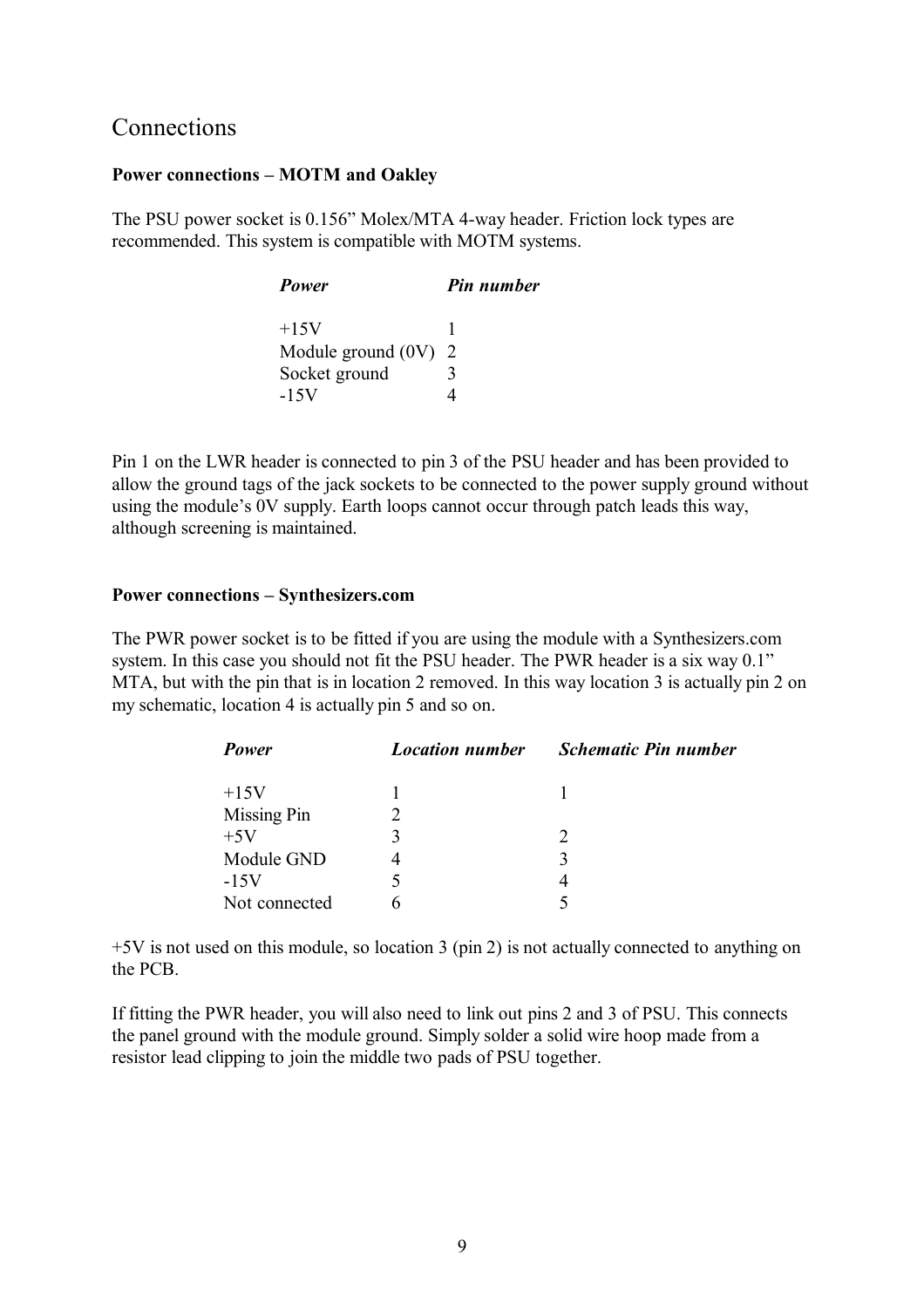## Connections

**Power connections – MOTM and Oakley**

The PSU power socket is 0.156" Molex/MTA 4-way header. Friction lock types are recommended. This system is compatible with MOTM systems.

| *Power* | *Pin number* |
|---|---|
| +15V | 1 |
| Module ground (0V) | 2 |
| Socket ground | 3 |
| -15V | 4 |

Pin 1 on the LWR header is connected to pin 3 of the PSU header and has been provided to allow the ground tags of the jack sockets to be connected to the power supply ground without using the module's 0V supply. Earth loops cannot occur through patch leads this way, although screening is maintained.

**Power connections – Synthesizers.com**

The PWR power socket is to be fitted if you are using the module with a Synthesizers.com system. In this case you should not fit the PSU header. The PWR header is a six way 0.1" MTA, but with the pin that is in location 2 removed. In this way location 3 is actually pin 2 on my schematic, location 4 is actually pin 5 and so on.

| *Power* | *Location number* | *Schematic Pin number* |
|---|---|---|
| +15V | 1 | 1 |
| Missing Pin | 2 | |
| +5V | 3 | 2 |
| Module GND | 4 | 3 |
| -15V | 5 | 4 |
| Not connected | 6 | 5 |

+5V is not used on this module, so location 3 (pin 2) is not actually connected to anything on the PCB.

If fitting the PWR header, you will also need to link out pins 2 and 3 of PSU. This connects the panel ground with the module ground. Simply solder a solid wire hoop made from a resistor lead clipping to join the middle two pads of PSU together.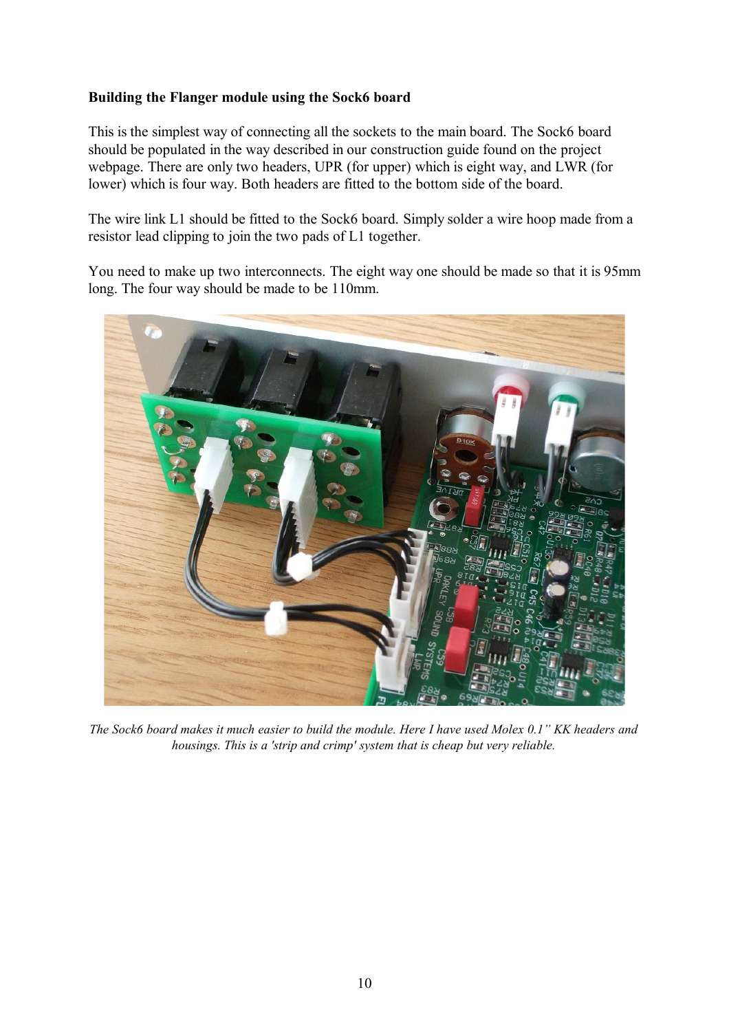**Building the Flanger module using the Sock6 board**

This is the simplest way of connecting all the sockets to the main board. The Sock6 board should be populated in the way described in our construction guide found on the project webpage. There are only two headers, UPR (for upper) which is eight way, and LWR (for lower) which is four way. Both headers are fitted to the bottom side of the board.

The wire link L1 should be fitted to the Sock6 board. Simply solder a wire hoop made from a resistor lead clipping to join the two pads of L1 together.

You need to make up two interconnects. The eight way one should be made so that it is 95mm long. The four way should be made to be 110mm.

*The Sock6 board makes it much easier to build the module. Here I have used Molex 0.1" KK headers and housings. This is a 'strip and crimp' system that is cheap but very reliable.*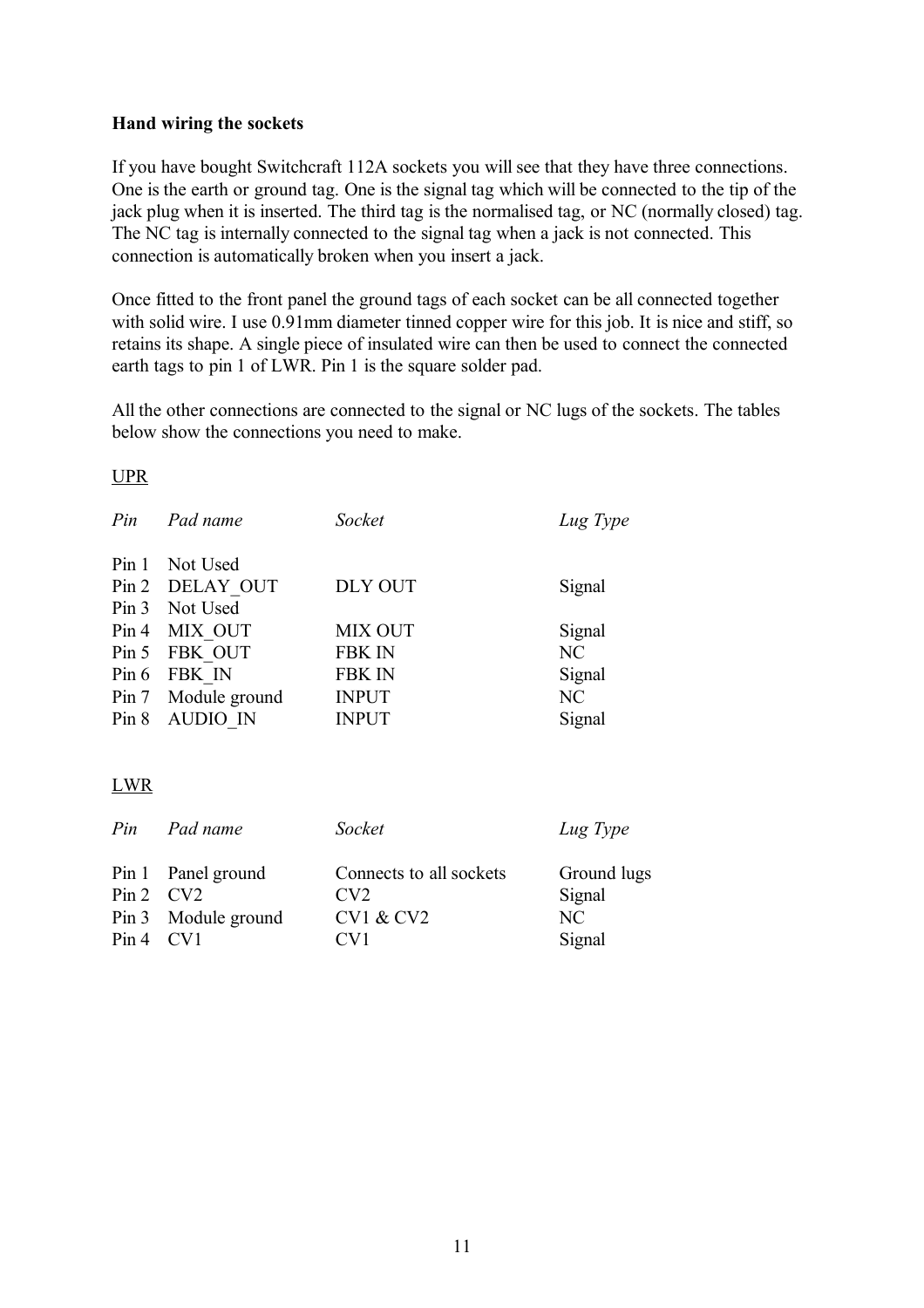**Hand wiring the sockets**

If you have bought Switchcraft 112A sockets you will see that they have three connections. One is the earth or ground tag. One is the signal tag which will be connected to the tip of the jack plug when it is inserted. The third tag is the normalised tag, or NC (normally closed) tag. The NC tag is internally connected to the signal tag when a jack is not connected. This connection is automatically broken when you insert a jack.

Once fitted to the front panel the ground tags of each socket can be all connected together with solid wire. I use 0.91mm diameter tinned copper wire for this job. It is nice and stiff, so retains its shape. A single piece of insulated wire can then be used to connect the connected earth tags to pin 1 of LWR. Pin 1 is the square solder pad.

All the other connections are connected to the signal or NC lugs of the sockets. The tables below show the connections you need to make.

UPR

| *Pin* | *Pad name* | *Socket* | *Lug Type* |
|---|---|---|---|
| Pin 1 | Not Used | | |
| Pin 2 | DELAY_OUT | DLY OUT | Signal |
| Pin 3 | Not Used | | |
| Pin 4 | MIX_OUT | MIX OUT | Signal |
| Pin 5 | FBK_OUT | FBK IN | NC |
| Pin 6 | FBK_IN | FBK IN | Signal |
| Pin 7 | Module ground | INPUT | NC |
| Pin 8 | AUDIO_IN | INPUT | Signal |

LWR

| *Pin* | *Pad name* | *Socket* | *Lug Type* |
|---|---|---|---|
| Pin 1 | Panel ground | Connects to all sockets | Ground lugs |
| Pin 2 | CV2 | CV2 | Signal |
| Pin 3 | Module ground | CV1 & CV2 | NC |
| Pin 4 | CV1 | CV1 | Signal |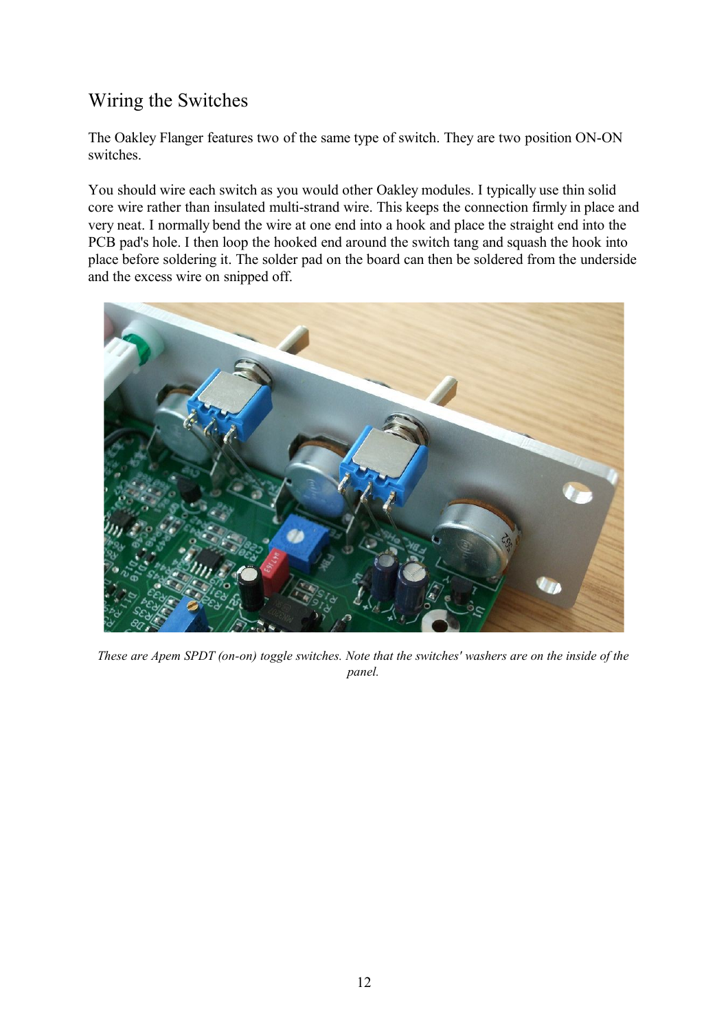## Wiring the Switches

The Oakley Flanger features two of the same type of switch. They are two position ON-ON switches.

You should wire each switch as you would other Oakley modules. I typically use thin solid core wire rather than insulated multi-strand wire. This keeps the connection firmly in place and very neat. I normally bend the wire at one end into a hook and place the straight end into the PCB pad's hole. I then loop the hooked end around the switch tang and squash the hook into place before soldering it. The solder pad on the board can then be soldered from the underside and the excess wire on snipped off.

*These are Apem SPDT (on-on) toggle switches. Note that the switches' washers are on the inside of the panel.*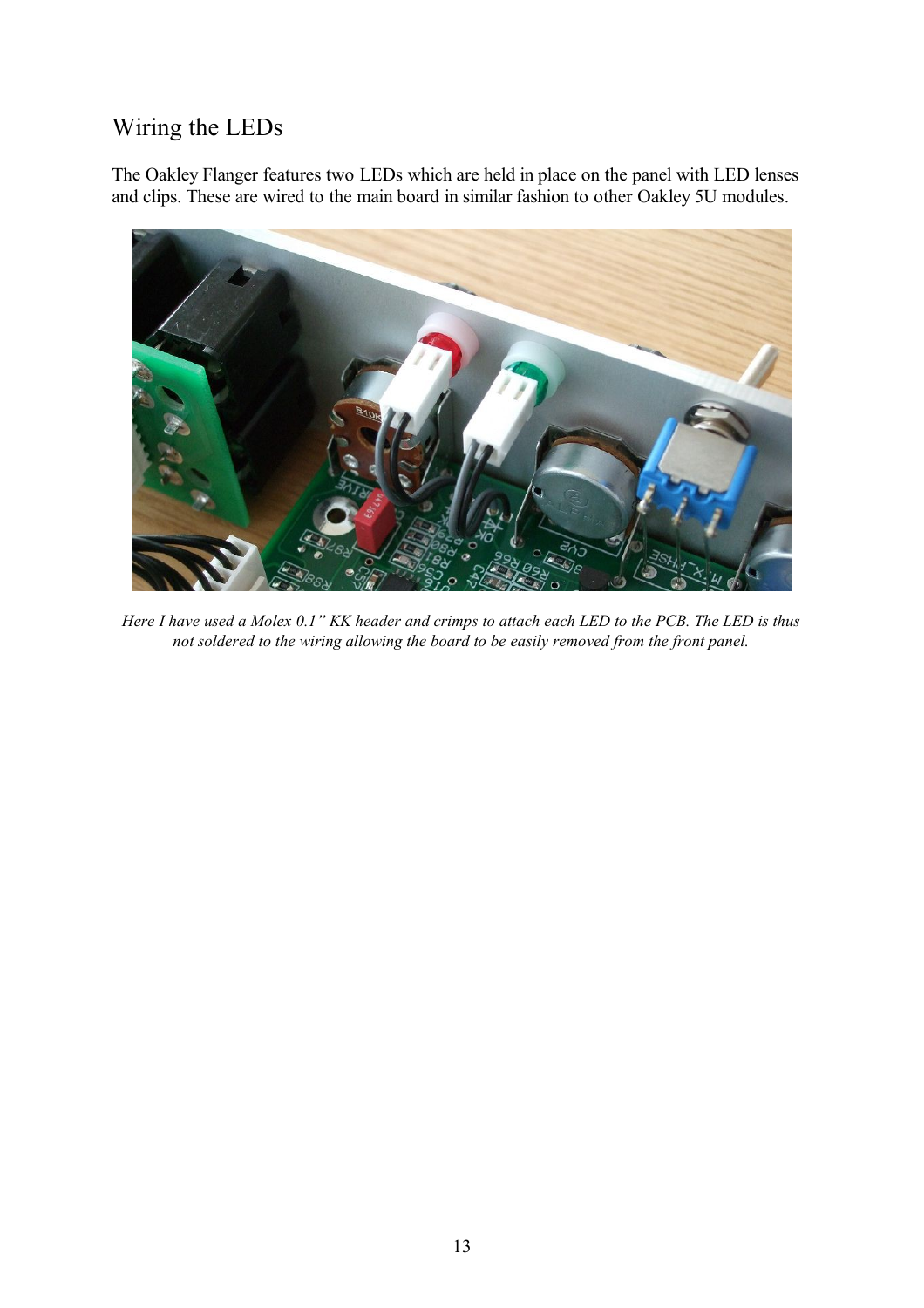## Wiring the LEDs

The Oakley Flanger features two LEDs which are held in place on the panel with LED lenses and clips. These are wired to the main board in similar fashion to other Oakley 5U modules.

*Here I have used a Molex 0.1" KK header and crimps to attach each LED to the PCB. The LED is thus not soldered to the wiring allowing the board to be easily removed from the front panel.*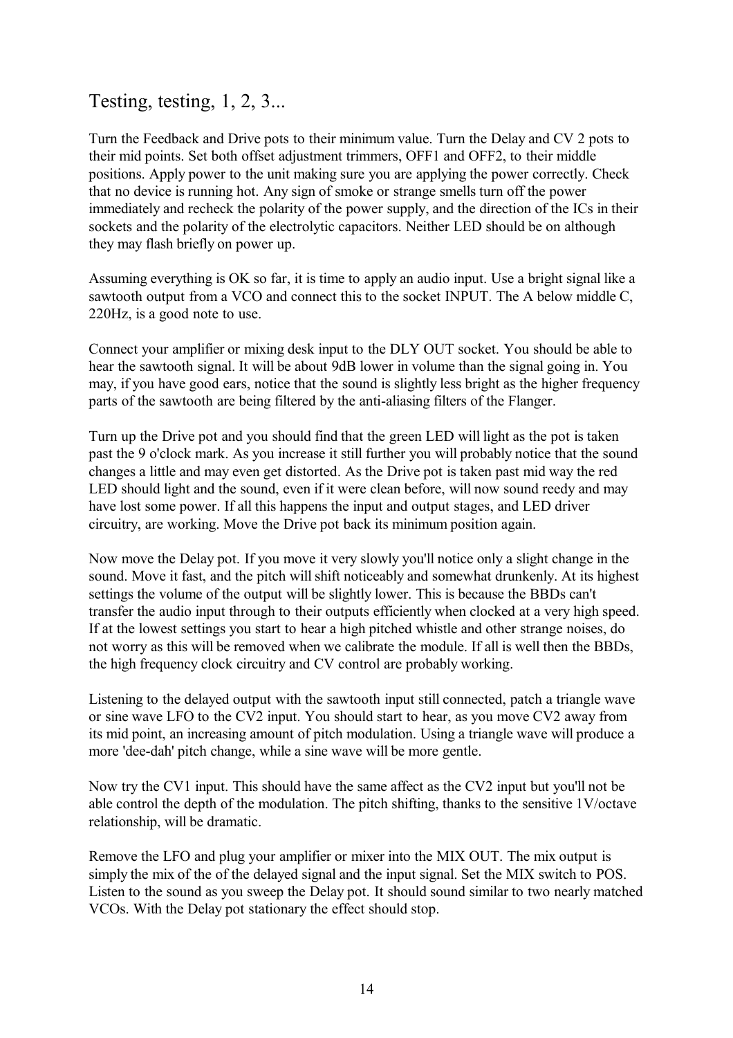## Testing, testing, 1, 2, 3...

Turn the Feedback and Drive pots to their minimum value. Turn the Delay and CV 2 pots to their mid points. Set both offset adjustment trimmers, OFF1 and OFF2, to their middle positions. Apply power to the unit making sure you are applying the power correctly. Check that no device is running hot. Any sign of smoke or strange smells turn off the power immediately and recheck the polarity of the power supply, and the direction of the ICs in their sockets and the polarity of the electrolytic capacitors. Neither LED should be on although they may flash briefly on power up.

Assuming everything is OK so far, it is time to apply an audio input. Use a bright signal like a sawtooth output from a VCO and connect this to the socket INPUT. The A below middle C, 220Hz, is a good note to use.

Connect your amplifier or mixing desk input to the DLY OUT socket. You should be able to hear the sawtooth signal. It will be about 9dB lower in volume than the signal going in. You may, if you have good ears, notice that the sound is slightly less bright as the higher frequency parts of the sawtooth are being filtered by the anti-aliasing filters of the Flanger.

Turn up the Drive pot and you should find that the green LED will light as the pot is taken past the 9 o'clock mark. As you increase it still further you will probably notice that the sound changes a little and may even get distorted. As the Drive pot is taken past mid way the red LED should light and the sound, even if it were clean before, will now sound reedy and may have lost some power. If all this happens the input and output stages, and LED driver circuitry, are working. Move the Drive pot back its minimum position again.

Now move the Delay pot. If you move it very slowly you'll notice only a slight change in the sound. Move it fast, and the pitch will shift noticeably and somewhat drunkenly. At its highest settings the volume of the output will be slightly lower. This is because the BBDs can't transfer the audio input through to their outputs efficiently when clocked at a very high speed. If at the lowest settings you start to hear a high pitched whistle and other strange noises, do not worry as this will be removed when we calibrate the module. If all is well then the BBDs, the high frequency clock circuitry and CV control are probably working.

Listening to the delayed output with the sawtooth input still connected, patch a triangle wave or sine wave LFO to the CV2 input. You should start to hear, as you move CV2 away from its mid point, an increasing amount of pitch modulation. Using a triangle wave will produce a more 'dee-dah' pitch change, while a sine wave will be more gentle.

Now try the CV1 input. This should have the same affect as the CV2 input but you'll not be able control the depth of the modulation. The pitch shifting, thanks to the sensitive 1V/octave relationship, will be dramatic.

Remove the LFO and plug your amplifier or mixer into the MIX OUT. The mix output is simply the mix of the of the delayed signal and the input signal. Set the MIX switch to POS. Listen to the sound as you sweep the Delay pot. It should sound similar to two nearly matched VCOs. With the Delay pot stationary the effect should stop.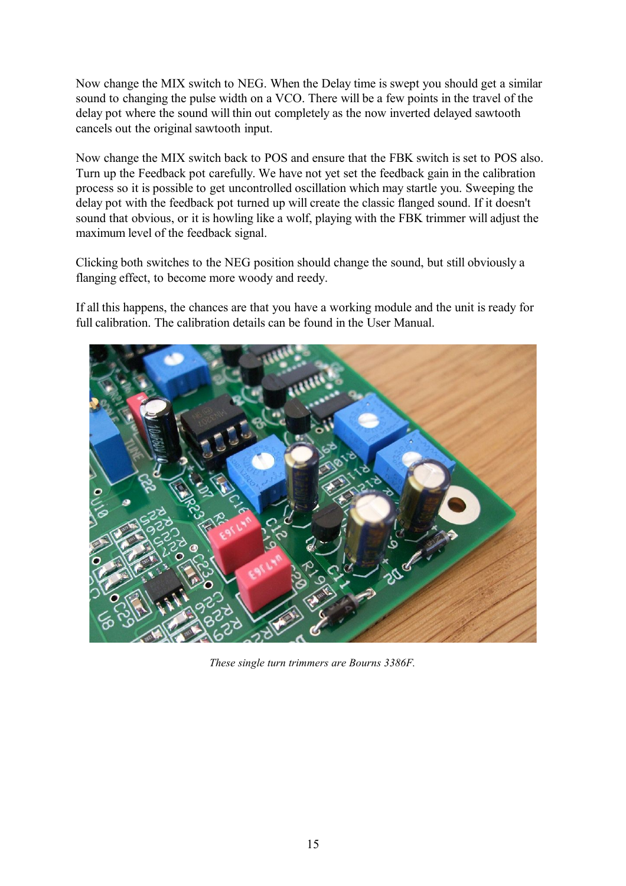Now change the MIX switch to NEG. When the Delay time is swept you should get a similar sound to changing the pulse width on a VCO. There will be a few points in the travel of the delay pot where the sound will thin out completely as the now inverted delayed sawtooth cancels out the original sawtooth input.

Now change the MIX switch back to POS and ensure that the FBK switch is set to POS also. Turn up the Feedback pot carefully. We have not yet set the feedback gain in the calibration process so it is possible to get uncontrolled oscillation which may startle you. Sweeping the delay pot with the feedback pot turned up will create the classic flanged sound. If it doesn't sound that obvious, or it is howling like a wolf, playing with the FBK trimmer will adjust the maximum level of the feedback signal.

Clicking both switches to the NEG position should change the sound, but still obviously a flanging effect, to become more woody and reedy.

If all this happens, the chances are that you have a working module and the unit is ready for full calibration. The calibration details can be found in the User Manual.

*These single turn trimmers are Bourns 3386F.*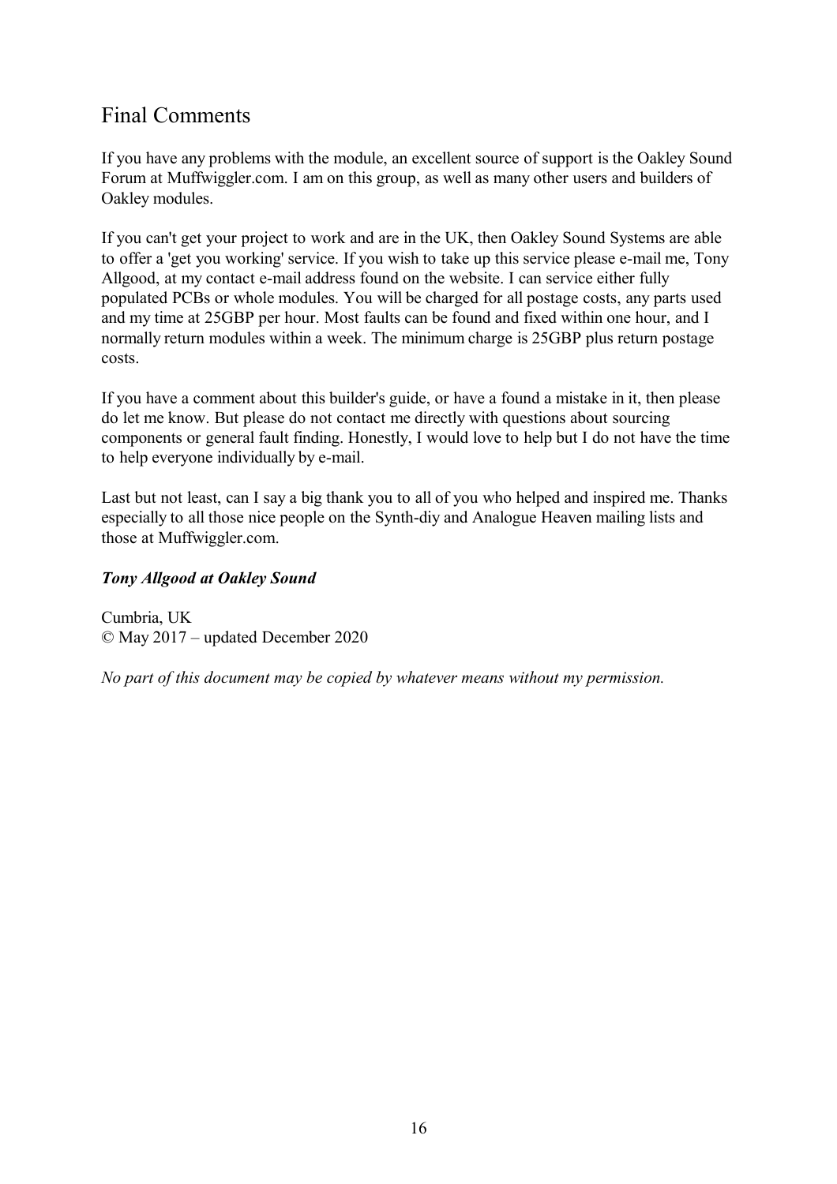## Final Comments

If you have any problems with the module, an excellent source of support is the Oakley Sound Forum at Muffwiggler.com. I am on this group, as well as many other users and builders of Oakley modules.

If you can't get your project to work and are in the UK, then Oakley Sound Systems are able to offer a 'get you working' service. If you wish to take up this service please e-mail me, Tony Allgood, at my contact e-mail address found on the website. I can service either fully populated PCBs or whole modules. You will be charged for all postage costs, any parts used and my time at 25GBP per hour. Most faults can be found and fixed within one hour, and I normally return modules within a week. The minimum charge is 25GBP plus return postage costs.

If you have a comment about this builder's guide, or have a found a mistake in it, then please do let me know. But please do not contact me directly with questions about sourcing components or general fault finding. Honestly, I would love to help but I do not have the time to help everyone individually by e-mail.

Last but not least, can I say a big thank you to all of you who helped and inspired me. Thanks especially to all those nice people on the Synth-diy and Analogue Heaven mailing lists and those at Muffwiggler.com.

***Tony Allgood at Oakley Sound***

Cumbria, UK
© May 2017 – updated December 2020

*No part of this document may be copied by whatever means without my permission.*